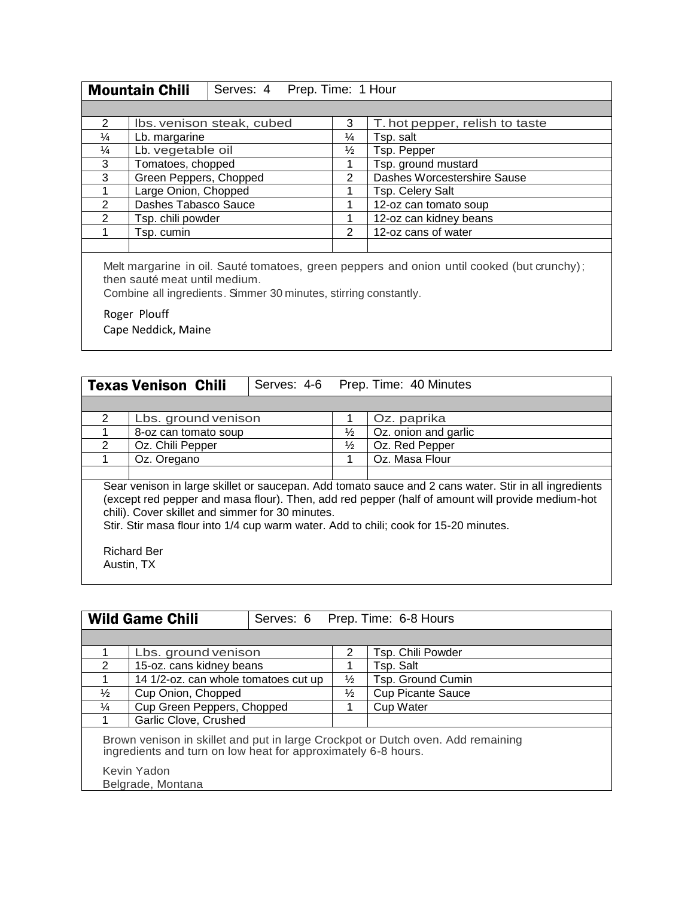## Mountain Chili

Serves: 4 Prep. Time: 1 Hour

| | | | |
|---|---|---|---|
| 2 | lbs. venison steak, cubed | 3 | T. hot pepper, relish to taste |
| ¼ | Lb. margarine | ¼ | Tsp. salt |
| ¼ | Lb. vegetable oil | ½ | Tsp. Pepper |
| 3 | Tomatoes, chopped | 1 | Tsp. ground mustard |
| 3 | Green Peppers, Chopped | 2 | Dashes Worcestershire Sause |
| 1 | Large Onion, Chopped | 1 | Tsp. Celery Salt |
| 2 | Dashes Tabasco Sauce | 1 | 12-oz can tomato soup |
| 2 | Tsp. chili powder | 1 | 12-oz can kidney beans |
| 1 | Tsp. cumin | 2 | 12-oz cans of water |

Melt margarine in oil. Sauté tomatoes, green peppers and onion until cooked (but crunchy); then sauté meat until medium.
Combine all ingredients. Simmer 30 minutes, stirring constantly.

Roger Plouff
Cape Neddick, Maine

## Texas Venison Chili

Serves: 4-6 Prep. Time: 40 Minutes

| | | | |
|---|---|---|---|
| 2 | Lbs. ground venison | 1 | Oz. paprika |
| 1 | 8-oz can tomato soup | ½ | Oz. onion and garlic |
| 2 | Oz. Chili Pepper | ½ | Oz. Red Pepper |
| 1 | Oz. Oregano | 1 | Oz. Masa Flour |

Sear venison in large skillet or saucepan. Add tomato sauce and 2 cans water. Stir in all ingredients (except red pepper and masa flour). Then, add red pepper (half of amount will provide medium-hot chili). Cover skillet and simmer for 30 minutes.
Stir. Stir masa flour into 1/4 cup warm water. Add to chili; cook for 15-20 minutes.

Richard Ber
Austin, TX

## Wild Game Chili

Serves: 6 Prep. Time: 6-8 Hours

| | | | |
|---|---|---|---|
| 1 | Lbs. ground venison | 2 | Tsp. Chili Powder |
| 2 | 15-oz. cans kidney beans | 1 | Tsp. Salt |
| 1 | 14 1/2-oz. can whole tomatoes cut up | ½ | Tsp. Ground Cumin |
| ½ | Cup Onion, Chopped | ½ | Cup Picante Sauce |
| ¼ | Cup Green Peppers, Chopped | 1 | Cup Water |
| 1 | Garlic Clove, Crushed | | |

Brown venison in skillet and put in large Crockpot or Dutch oven. Add remaining ingredients and turn on low heat for approximately 6-8 hours.

Kevin Yadon
Belgrade, Montana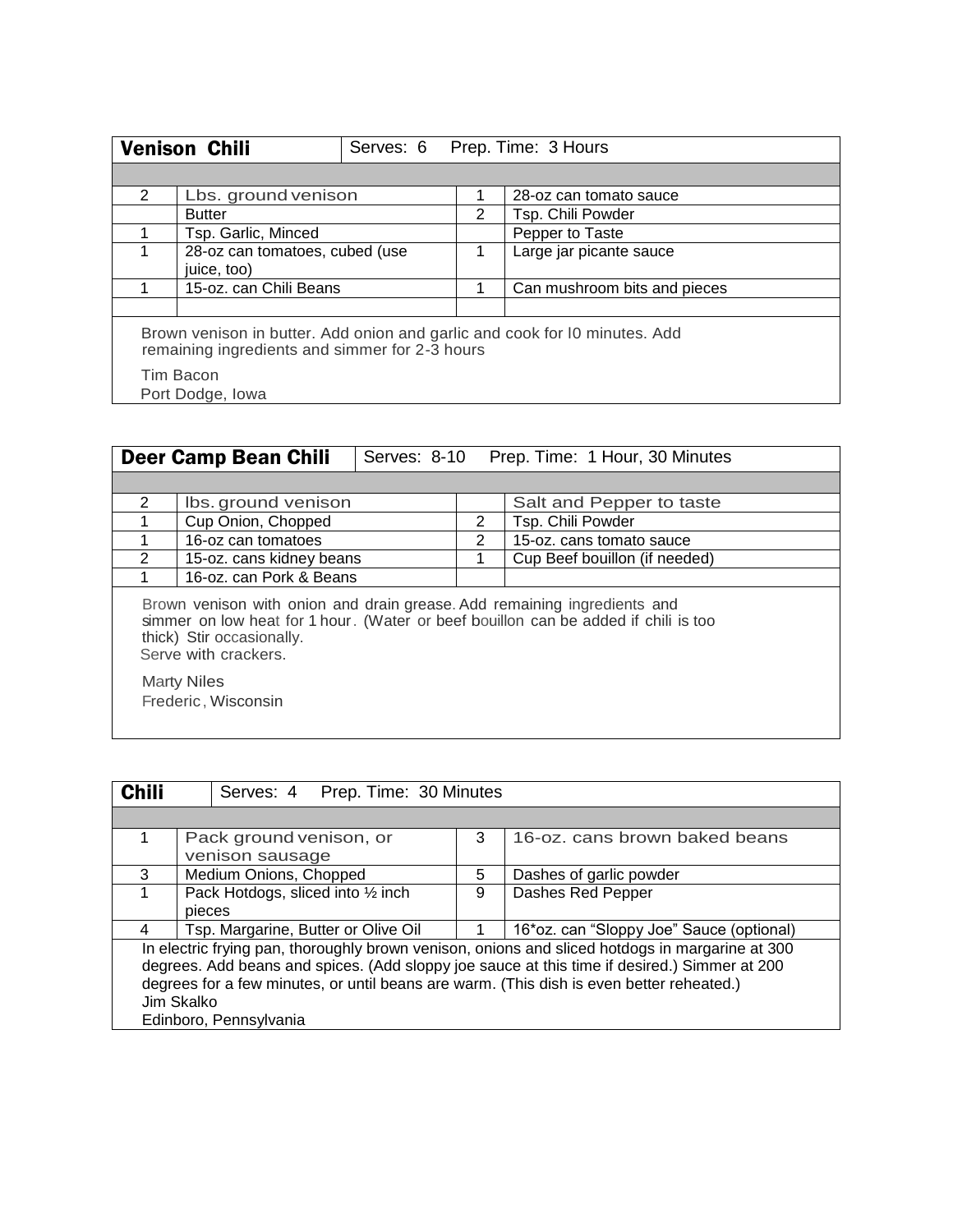## Venison Chili

Serves: 6 Prep. Time: 3 Hours

| | | | |
|---|---|---|---|
| 2 | Lbs. ground venison | 1 | 28-oz can tomato sauce |
| | Butter | 2 | Tsp. Chili Powder |
| 1 | Tsp. Garlic, Minced | | Pepper to Taste |
| 1 | 28-oz can tomatoes, cubed (use juice, too) | 1 | Large jar picante sauce |
| 1 | 15-oz. can Chili Beans | 1 | Can mushroom bits and pieces |

Brown venison in butter. Add onion and garlic and cook for l0 minutes. Add remaining ingredients and simmer for 2-3 hours

Tim Bacon
Port Dodge, Iowa

## Deer Camp Bean Chili

Serves: 8-10 Prep. Time: 1 Hour, 30 Minutes

| | | | |
|---|---|---|---|
| 2 | lbs. ground venison | | Salt and Pepper to taste |
| 1 | Cup Onion, Chopped | 2 | Tsp. Chili Powder |
| 1 | 16-oz can tomatoes | 2 | 15-oz. cans tomato sauce |
| 2 | 15-oz. cans kidney beans | 1 | Cup Beef bouillon (if needed) |
| 1 | 16-oz. can Pork & Beans | | |

Brown venison with onion and drain grease. Add remaining ingredients and simmer on low heat for 1 hour. (Water or beef bouillon can be added if chili is too thick) Stir occasionally.
Serve with crackers.

Marty Niles
Frederic, Wisconsin

## Chili

Serves: 4 Prep. Time: 30 Minutes

| | | | |
|---|---|---|---|
| 1 | Pack ground venison, or venison sausage | 3 | 16-oz. cans brown baked beans |
| 3 | Medium Onions, Chopped | 5 | Dashes of garlic powder |
| 1 | Pack Hotdogs, sliced into ½ inch pieces | 9 | Dashes Red Pepper |
| 4 | Tsp. Margarine, Butter or Olive Oil | 1 | 16*oz. can "Sloppy Joe" Sauce (optional) |

In electric frying pan, thoroughly brown venison, onions and sliced hotdogs in margarine at 300 degrees. Add beans and spices. (Add sloppy joe sauce at this time if desired.) Simmer at 200 degrees for a few minutes, or until beans are warm. (This dish is even better reheated.)

Jim Skalko
Edinboro, Pennsylvania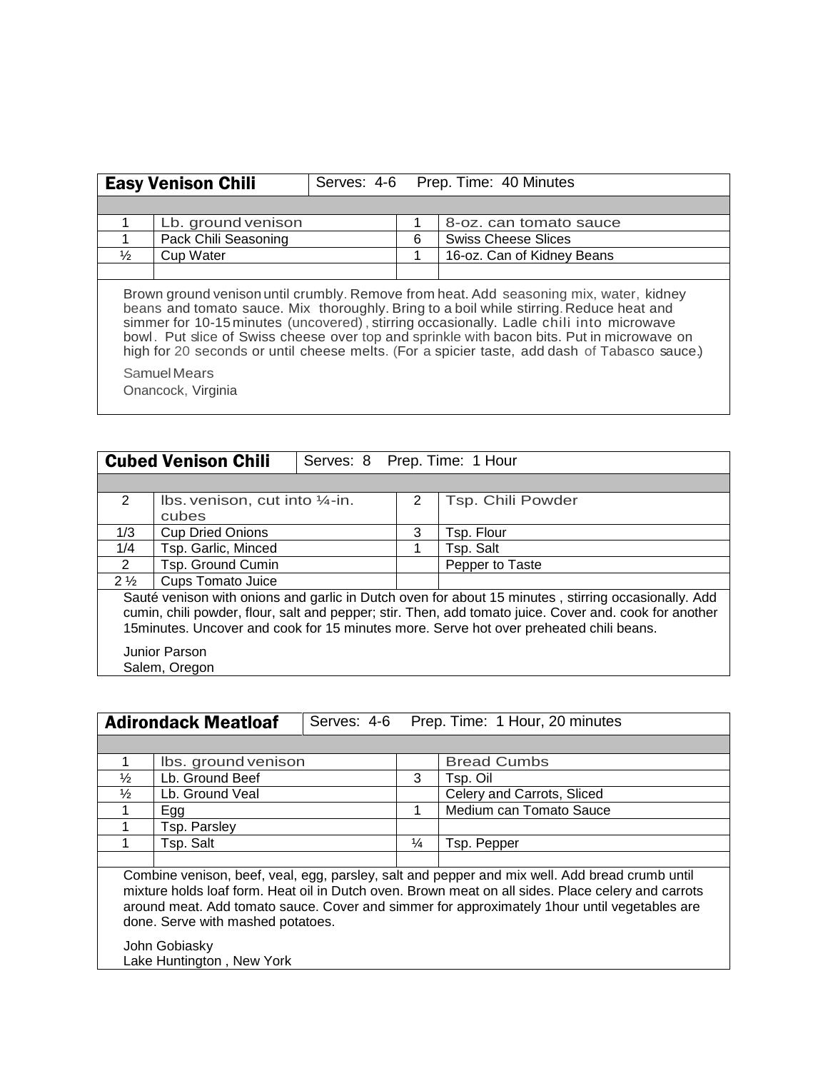## Easy Venison Chili

Serves: 4-6 Prep. Time: 40 Minutes

| | | | |
|---|---|---|---|
| 1 | Lb. ground venison | 1 | 8-oz. can tomato sauce |
| 1 | Pack Chili Seasoning | 6 | Swiss Cheese Slices |
| ½ | Cup Water | 1 | 16-oz. Can of Kidney Beans |

Brown ground venison until crumbly. Remove from heat. Add seasoning mix, water, kidney beans and tomato sauce. Mix thoroughly. Bring to a boil while stirring. Reduce heat and simmer for 10-15 minutes (uncovered), stirring occasionally. Ladle chili into microwave bowl. Put slice of Swiss cheese over top and sprinkle with bacon bits. Put in microwave on high for 20 seconds or until cheese melts. (For a spicier taste, add dash of Tabasco sauce.)

Samuel Mears
Onancock, Virginia

## Cubed Venison Chili

Serves: 8 Prep. Time: 1 Hour

| | | | |
|---|---|---|---|
| 2 | lbs. venison, cut into ¼-in. cubes | 2 | Tsp. Chili Powder |
| 1/3 | Cup Dried Onions | 3 | Tsp. Flour |
| 1/4 | Tsp. Garlic, Minced | 1 | Tsp. Salt |
| 2 | Tsp. Ground Cumin | | Pepper to Taste |
| 2 ½ | Cups Tomato Juice | | |

Sauté venison with onions and garlic in Dutch oven for about 15 minutes , stirring occasionally. Add cumin, chili powder, flour, salt and pepper; stir. Then, add tomato juice. Cover and. cook for another 15minutes. Uncover and cook for 15 minutes more. Serve hot over preheated chili beans.

Junior Parson
Salem, Oregon

## Adirondack Meatloaf

Serves: 4-6 Prep. Time: 1 Hour, 20 minutes

| | | | |
|---|---|---|---|
| 1 | lbs. ground venison | | Bread Cumbs |
| ½ | Lb. Ground Beef | 3 | Tsp. Oil |
| ½ | Lb. Ground Veal | | Celery and Carrots, Sliced |
| 1 | Egg | 1 | Medium can Tomato Sauce |
| 1 | Tsp. Parsley | | |
| 1 | Tsp. Salt | ¼ | Tsp. Pepper |

Combine venison, beef, veal, egg, parsley, salt and pepper and mix well. Add bread crumb until mixture holds loaf form. Heat oil in Dutch oven. Brown meat on all sides. Place celery and carrots around meat. Add tomato sauce. Cover and simmer for approximately 1hour until vegetables are done. Serve with mashed potatoes.

John Gobiasky
Lake Huntington , New York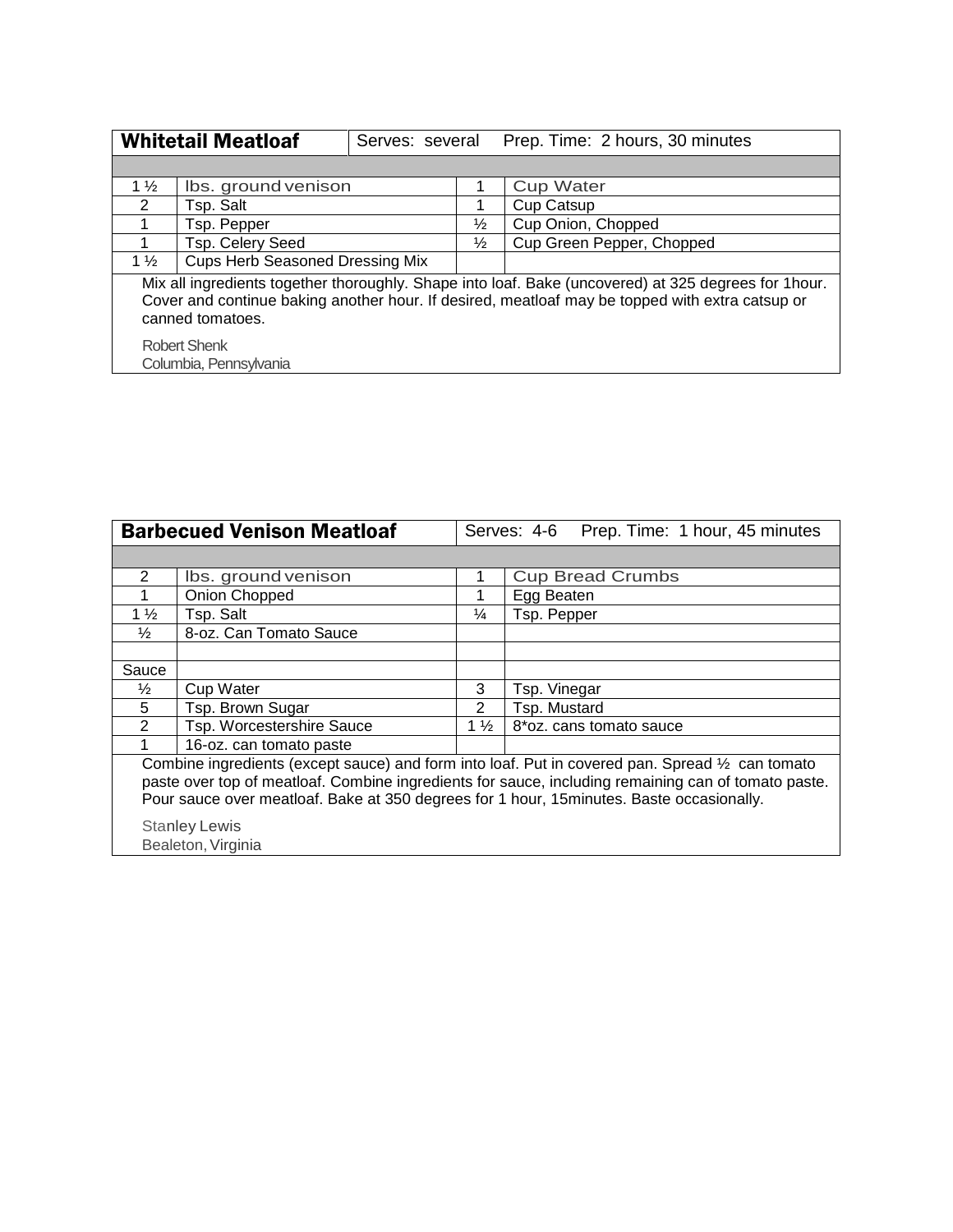## Whitetail Meatloaf

Serves: several Prep. Time: 2 hours, 30 minutes

| | | | |
|---|---|---|---|
| 1 ½ | lbs. ground venison | 1 | Cup Water |
| 2 | Tsp. Salt | 1 | Cup Catsup |
| 1 | Tsp. Pepper | ½ | Cup Onion, Chopped |
| 1 | Tsp. Celery Seed | ½ | Cup Green Pepper, Chopped |
| 1 ½ | Cups Herb Seasoned Dressing Mix | | |

Mix all ingredients together thoroughly. Shape into loaf. Bake (uncovered) at 325 degrees for 1hour. Cover and continue baking another hour. If desired, meatloaf may be topped with extra catsup or canned tomatoes.

Robert Shenk
Columbia, Pennsylvania

## Barbecued Venison Meatloaf

Serves: 4-6 Prep. Time: 1 hour, 45 minutes

| | | | |
|---|---|---|---|
| 2 | lbs. ground venison | 1 | Cup Bread Crumbs |
| 1 | Onion Chopped | 1 | Egg Beaten |
| 1 ½ | Tsp. Salt | ¼ | Tsp. Pepper |
| ½ | 8-oz. Can Tomato Sauce | | |
| | | | |
| Sauce | | | |
| ½ | Cup Water | 3 | Tsp. Vinegar |
| 5 | Tsp. Brown Sugar | 2 | Tsp. Mustard |
| 2 | Tsp. Worcestershire Sauce | 1 ½ | 8*oz. cans tomato sauce |
| 1 | 16-oz. can tomato paste | | |

Combine ingredients (except sauce) and form into loaf. Put in covered pan. Spread ½ can tomato paste over top of meatloaf. Combine ingredients for sauce, including remaining can of tomato paste. Pour sauce over meatloaf. Bake at 350 degrees for 1 hour, 15minutes. Baste occasionally.

Stanley Lewis
Bealeton, Virginia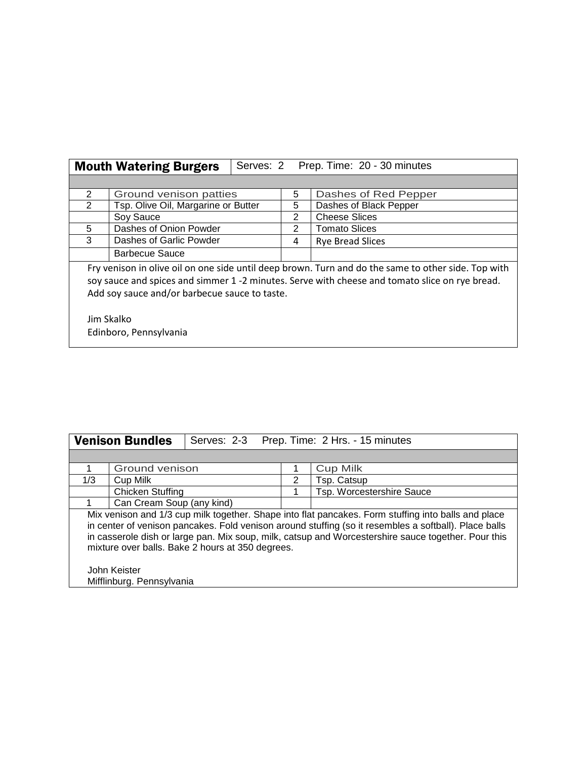| **Mouth Watering Burgers** | Serves: 2 Prep. Time: 20 - 30 minutes | | |
|---|---|---|---|
| 2 | Ground venison patties | 5 | Dashes of Red Pepper |
| 2 | Tsp. Olive Oil, Margarine or Butter | 5 | Dashes of Black Pepper |
| | Soy Sauce | 2 | Cheese Slices |
| 5 | Dashes of Onion Powder | 2 | Tomato Slices |
| 3 | Dashes of Garlic Powder | 4 | Rye Bread Slices |
| | Barbecue Sauce | | |

Fry venison in olive oil on one side until deep brown. Turn and do the same to other side. Top with soy sauce and spices and simmer 1 -2 minutes. Serve with cheese and tomato slice on rye bread. Add soy sauce and/or barbecue sauce to taste.

Jim Skalko
Edinboro, Pennsylvania

| **Venison Bundles** | Serves: 2-3 Prep. Time: 2 Hrs. - 15 minutes | | |
|---|---|---|---|
| 1 | Ground venison | 1 | Cup Milk |
| 1/3 | Cup Milk | 2 | Tsp. Catsup |
| | Chicken Stuffing | 1 | Tsp. Worcestershire Sauce |
| 1 | Can Cream Soup (any kind) | | |

Mix venison and 1/3 cup milk together. Shape into flat pancakes. Form stuffing into balls and place in center of venison pancakes. Fold venison around stuffing (so it resembles a softball). Place balls in casserole dish or large pan. Mix soup, milk, catsup and Worcestershire sauce together. Pour this mixture over balls. Bake 2 hours at 350 degrees.

John Keister
Mifflinburg. Pennsylvania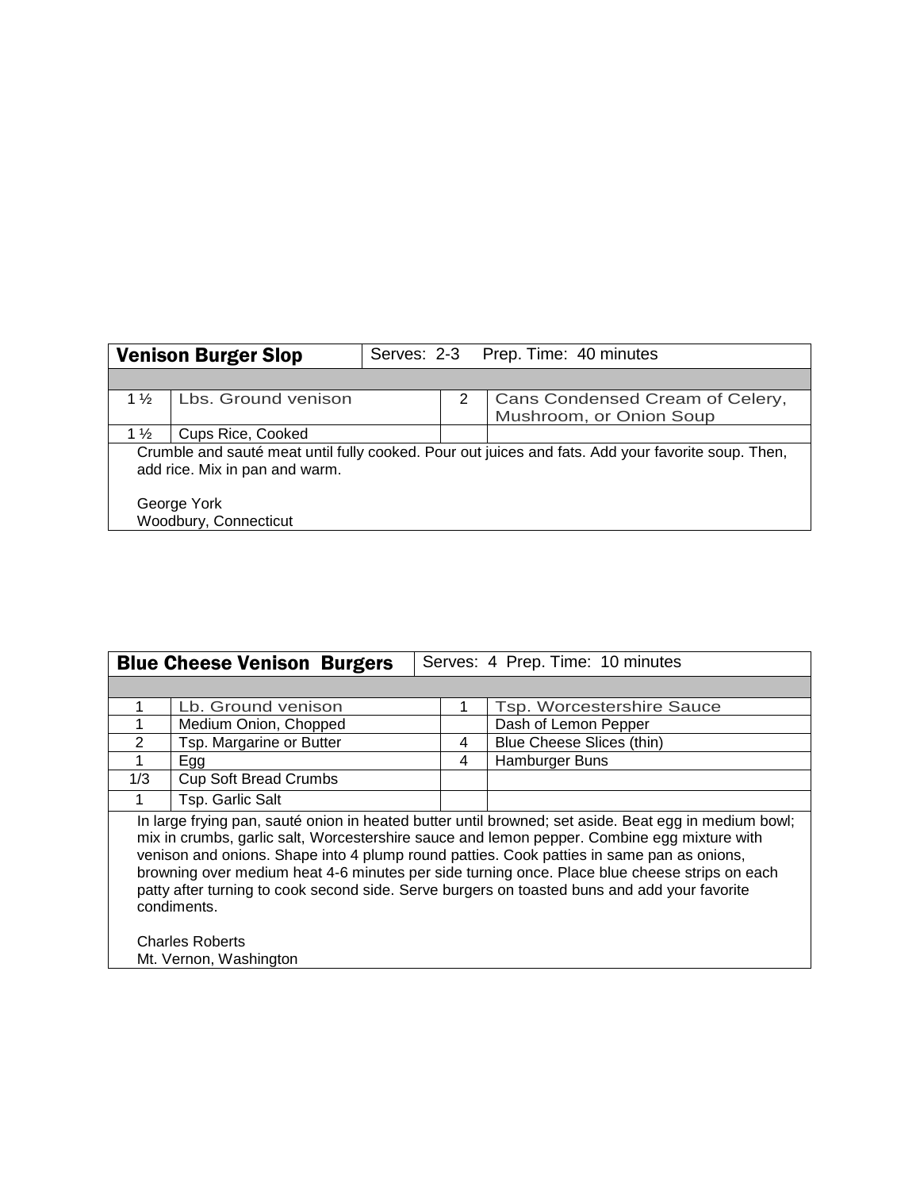## Venison Burger Slop

Serves: 2-3 Prep. Time: 40 minutes

| | | | |
|---|---|---|---|
| 1 ½ | Lbs. Ground venison | 2 | Cans Condensed Cream of Celery, Mushroom, or Onion Soup |
| 1 ½ | Cups Rice, Cooked | | |

Crumble and sauté meat until fully cooked. Pour out juices and fats. Add your favorite soup. Then, add rice. Mix in pan and warm.

George York
Woodbury, Connecticut

## Blue Cheese Venison Burgers

Serves: 4 Prep. Time: 10 minutes

| | | | |
|---|---|---|---|
| 1 | Lb. Ground venison | 1 | Tsp. Worcestershire Sauce |
| 1 | Medium Onion, Chopped | | Dash of Lemon Pepper |
| 2 | Tsp. Margarine or Butter | 4 | Blue Cheese Slices (thin) |
| 1 | Egg | 4 | Hamburger Buns |
| 1/3 | Cup Soft Bread Crumbs | | |
| 1 | Tsp. Garlic Salt | | |

In large frying pan, sauté onion in heated butter until browned; set aside. Beat egg in medium bowl; mix in crumbs, garlic salt, Worcestershire sauce and lemon pepper. Combine egg mixture with venison and onions. Shape into 4 plump round patties. Cook patties in same pan as onions, browning over medium heat 4-6 minutes per side turning once. Place blue cheese strips on each patty after turning to cook second side. Serve burgers on toasted buns and add your favorite condiments.

Charles Roberts
Mt. Vernon, Washington